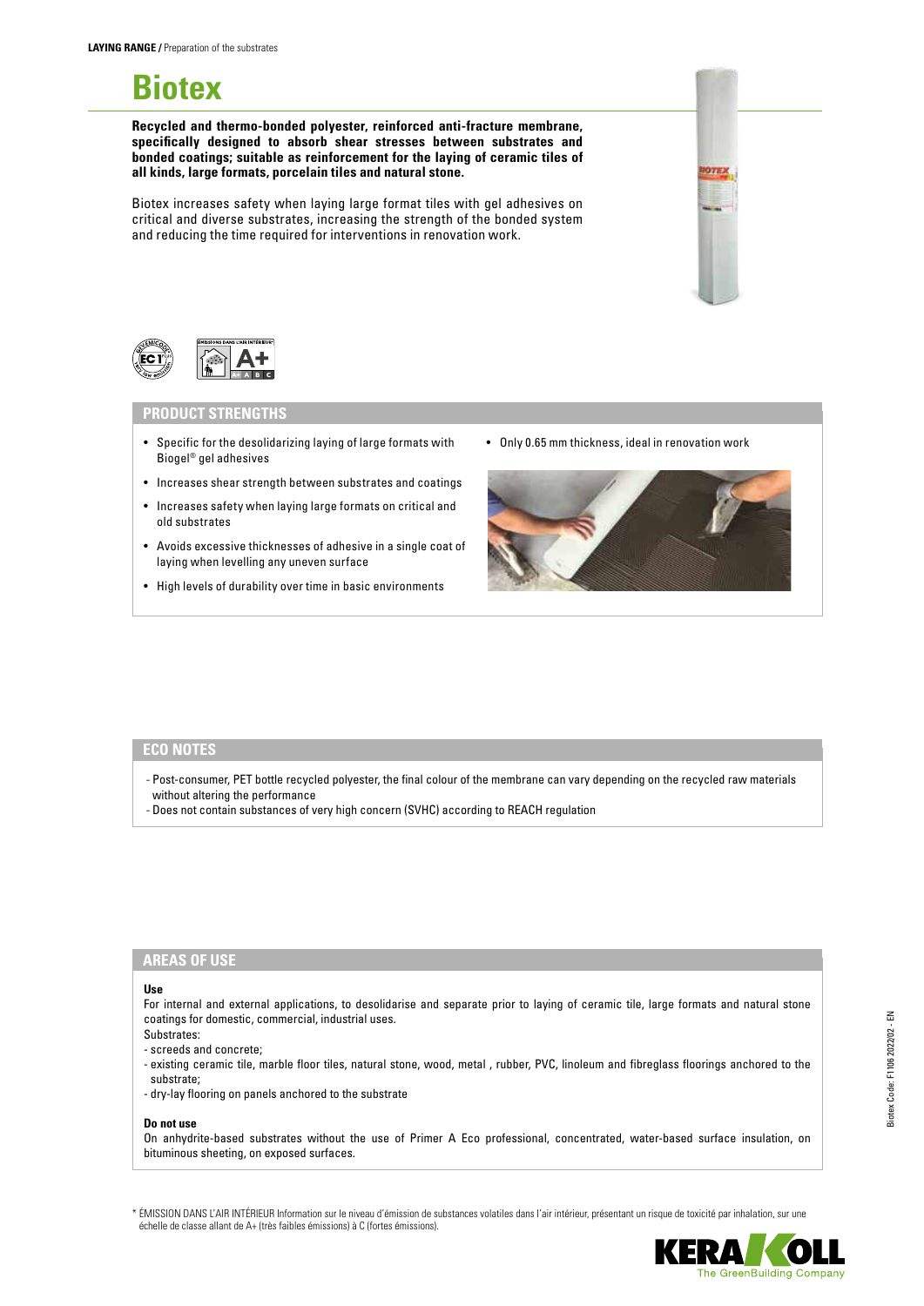**LAYING RANGE /** Preparation of the substrates

# Biotex

**Recycled and thermo-bonded polyester, reinforced anti-fracture membrane, specifically designed to absorb shear stresses between substrates and bonded coatings; suitable as reinforcement for the laying of ceramic tiles of all kinds, large formats, porcelain tiles and natural stone.**

Biotex increases safety when laying large format tiles with gel adhesives on critical and diverse substrates, increasing the strength of the bonded system and reducing the time required for interventions in renovation work.

## PRODUCT STRENGTHS

- Specific for the desolidarizing laying of large formats with Biogel® gel adhesives
- Increases shear strength between substrates and coatings
- Increases safety when laying large formats on critical and old substrates
- Avoids excessive thicknesses of adhesive in a single coat of laying when levelling any uneven surface
- High levels of durability over time in basic environments
- Only 0.65 mm thickness, ideal in renovation work

## ECO NOTES

- Post-consumer, PET bottle recycled polyester, the final colour of the membrane can vary depending on the recycled raw materials without altering the performance
- Does not contain substances of very high concern (SVHC) according to REACH regulation

## AREAS OF USE

**Use**

For internal and external applications, to desolidarise and separate prior to laying of ceramic tile, large formats and natural stone coatings for domestic, commercial, industrial uses.

Substrates:

- screeds and concrete;
- existing ceramic tile, marble floor tiles, natural stone, wood, metal , rubber, PVC, linoleum and fibreglass floorings anchored to the substrate;
- dry-lay flooring on panels anchored to the substrate

**Do not use**

On anhydrite-based substrates without the use of Primer A Eco professional, concentrated, water-based surface insulation, on bituminous sheeting, on exposed surfaces.

\* ÉMISSION DANS L'AIR INTÉRIEUR Information sur le niveau d'émission de substances volatiles dans l'air intérieur, présentant un risque de toxicité par inhalation, sur une échelle de classe allant de A+ (très faibles émissions) à C (fortes émissions).

Biotex Code: F1106 2022/02 - EN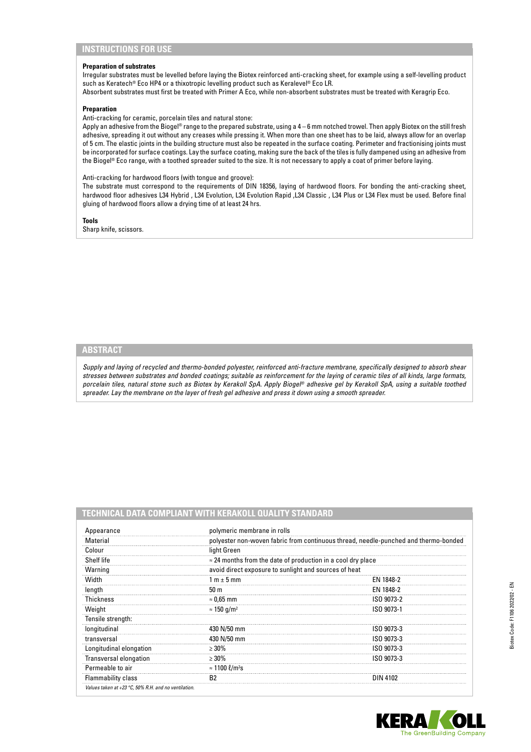## INSTRUCTIONS FOR USE

**Preparation of substrates**

Irregular substrates must be levelled before laying the Biotex reinforced anti-cracking sheet, for example using a self-levelling product such as Keratech® Eco HP4 or a thixotropic levelling product such as Keralevel® Eco LR.

Absorbent substrates must first be treated with Primer A Eco, while non-absorbent substrates must be treated with Keragrip Eco.

**Preparation**

Anti-cracking for ceramic, porcelain tiles and natural stone:

Apply an adhesive from the Biogel® range to the prepared substrate, using a 4 – 6 mm notched trowel. Then apply Biotex on the still fresh adhesive, spreading it out without any creases while pressing it. When more than one sheet has to be laid, always allow for an overlap of 5 cm. The elastic joints in the building structure must also be repeated in the surface coating. Perimeter and fractionising joints must be incorporated for surface coatings. Lay the surface coating, making sure the back of the tiles is fully dampened using an adhesive from the Biogel® Eco range, with a toothed spreader suited to the size. It is not necessary to apply a coat of primer before laying.

Anti-cracking for hardwood floors (with tongue and groove):

The substrate must correspond to the requirements of DIN 18356, laying of hardwood floors. For bonding the anti-cracking sheet, hardwood floor adhesives L34 Hybrid , L34 Evolution, L34 Evolution Rapid ,L34 Classic , L34 Plus or L34 Flex must be used. Before final gluing of hardwood floors allow a drying time of at least 24 hrs.

**Tools**

Sharp knife, scissors.

## ABSTRACT

*Supply and laying of recycled and thermo-bonded polyester, reinforced anti-fracture membrane, specifically designed to absorb shear stresses between substrates and bonded coatings; suitable as reinforcement for the laying of ceramic tiles of all kinds, large formats, porcelain tiles, natural stone such as Biotex by Kerakoll SpA. Apply Biogel® adhesive gel by Kerakoll SpA, using a suitable toothed spreader. Lay the membrane on the layer of fresh gel adhesive and press it down using a smooth spreader.*

## TECHNICAL DATA COMPLIANT WITH KERAKOLL QUALITY STANDARD

| | | |
|---|---|---|
| Appearance | polymeric membrane in rolls | |
| Material | polyester non-woven fabric from continuous thread, needle-punched and thermo-bonded | |
| Colour | light Green | |
| Shelf life | ≈ 24 months from the date of production in a cool dry place | |
| Warning | avoid direct exposure to sunlight and sources of heat | |
| Width | 1 m ± 5 mm | EN 1848-2 |
| length | 50 m | EN 1848-2 |
| Thickness | ≈ 0,65 mm | ISO 9073-2 |
| Weight | ≈ 150 g/m² | ISO 9073-1 |
| Tensile strength: | | |
| longitudinal | 430 N/50 mm | ISO 9073-3 |
| transversal | 430 N/50 mm | ISO 9073-3 |
| Longitudinal elongation | ≥ 30% | ISO 9073-3 |
| Transversal elongation | ≥ 30% | ISO 9073-3 |
| Permeable to air | ≈ 1100 ℓ/m²s | |
| Flammability class | B2 | DIN 4102 |

*Values taken at +23 °C, 50% R.H. and no ventilation.*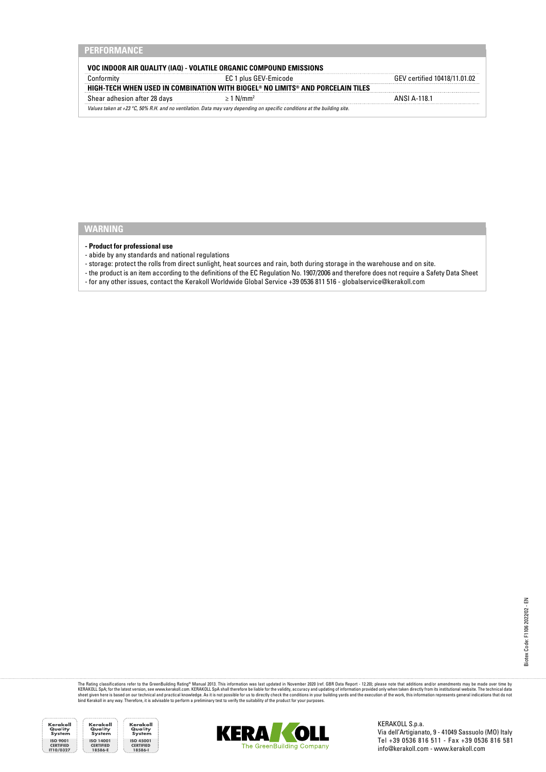## PERFORMANCE

| | | |
|---|---|---|
| **VOC INDOOR AIR QUALITY (IAQ) - VOLATILE ORGANIC COMPOUND EMISSIONS** | | |
| Conformity | EC 1 plus GEV-Emicode | GEV certified 10418/11.01.02 |
| **HIGH-TECH WHEN USED IN COMBINATION WITH BIOGEL® NO LIMITS® AND PORCELAIN TILES** | | |
| Shear adhesion after 28 days | ≥ 1 N/mm² | ANSI A-118.1 |

*Values taken at +23 °C, 50% R.H. and no ventilation. Data may vary depending on specific conditions at the building site.*

## WARNING

- **Product for professional use**
- abide by any standards and national regulations
- storage: protect the rolls from direct sunlight, heat sources and rain, both during storage in the warehouse and on site.
- the product is an item according to the definitions of the EC Regulation No. 1907/2006 and therefore does not require a Safety Data Sheet
- for any other issues, contact the Kerakoll Worldwide Global Service +39 0536 811 516 - globalservice@kerakoll.com

Biotex Code: F1106 2022/02 - EN

The Rating classifications refer to the GreenBuilding Rating® Manual 2013. This information was last updated in November 2020 (ref. GBR Data Report - 12.20); please note that additions and/or amendments may be made over time by KERAKOLL SpA; for the latest version, see www.kerakoll.com. KERAKOLL SpA shall therefore be liable for the validity, accuracy and updating of information provided only when taken directly from its institutional website. The technical data sheet given here is based on our technical and practical knowledge. As it is not possible for us to directly check the conditions in your building yards and the execution of the work, this information represents general indications that do not bind Kerakoll in any way. Therefore, it is advisable to perform a preliminary test to verify the suitability of the product for your purposes.

Kerakoll Quality System ISO 9001 CERTIFIED IT10/0327

Kerakoll Quality System ISO 14001 CERTIFIED 18586-E

Kerakoll Quality System ISO 45001 CERTIFIED 18586-I

KERAKOLL The GreenBuilding Company

KERAKOLL S.p.a.
Via dell'Artigianato, 9 - 41049 Sassuolo (MO) Italy
Tel +39 0536 816 511 - Fax +39 0536 816 581
info@kerakoll.com - www.kerakoll.com